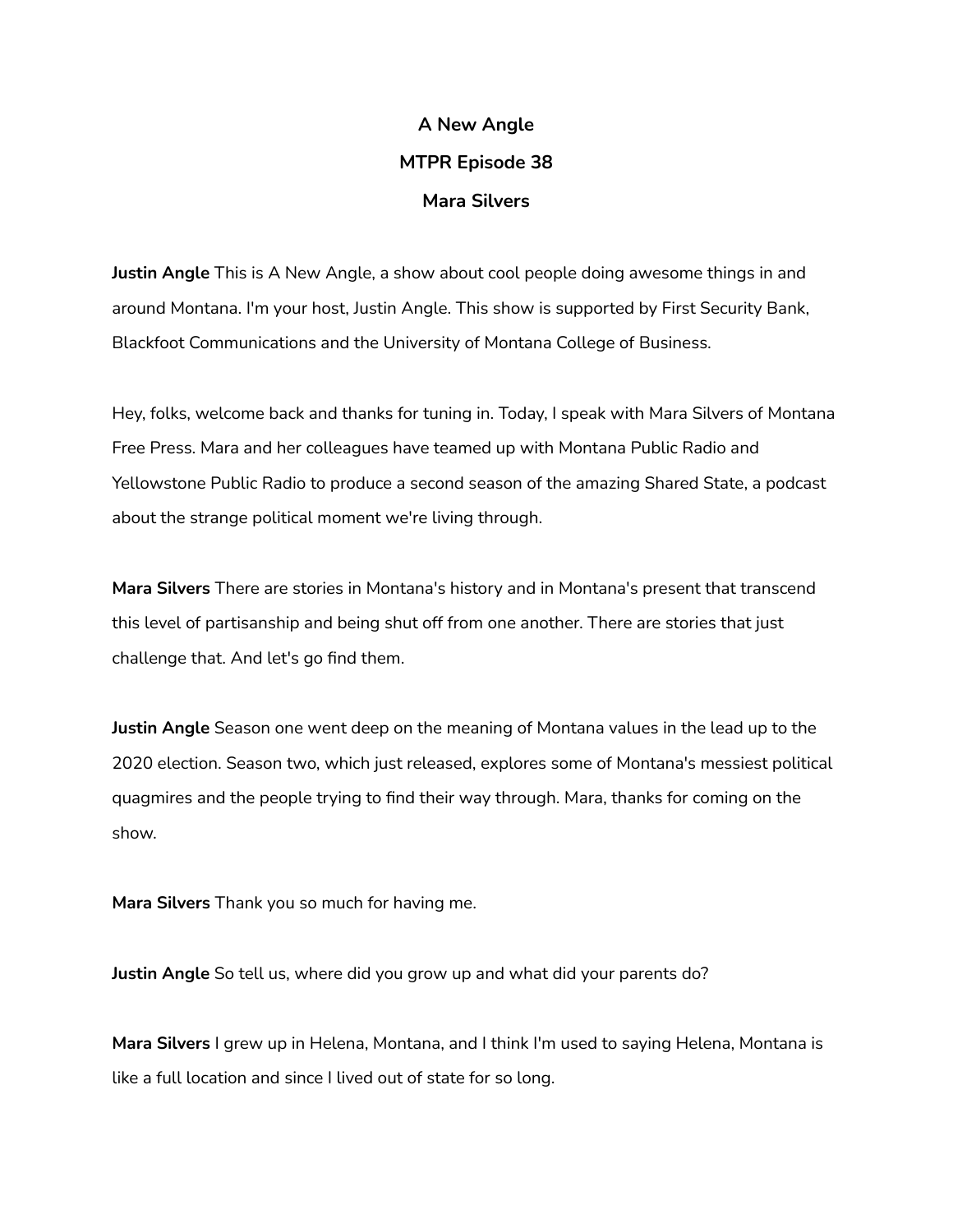# A New Angle

## MTPR Episode 38

## Mara Silvers

**Justin Angle** This is A New Angle, a show about cool people doing awesome things in and around Montana. I'm your host, Justin Angle. This show is supported by First Security Bank, Blackfoot Communications and the University of Montana College of Business.

Hey, folks, welcome back and thanks for tuning in. Today, I speak with Mara Silvers of Montana Free Press. Mara and her colleagues have teamed up with Montana Public Radio and Yellowstone Public Radio to produce a second season of the amazing Shared State, a podcast about the strange political moment we're living through.

**Mara Silvers** There are stories in Montana's history and in Montana's present that transcend this level of partisanship and being shut off from one another. There are stories that just challenge that. And let's go find them.

**Justin Angle** Season one went deep on the meaning of Montana values in the lead up to the 2020 election. Season two, which just released, explores some of Montana's messiest political quagmires and the people trying to find their way through. Mara, thanks for coming on the show.

**Mara Silvers** Thank you so much for having me.

**Justin Angle** So tell us, where did you grow up and what did your parents do?

**Mara Silvers** I grew up in Helena, Montana, and I think I'm used to saying Helena, Montana is like a full location and since I lived out of state for so long.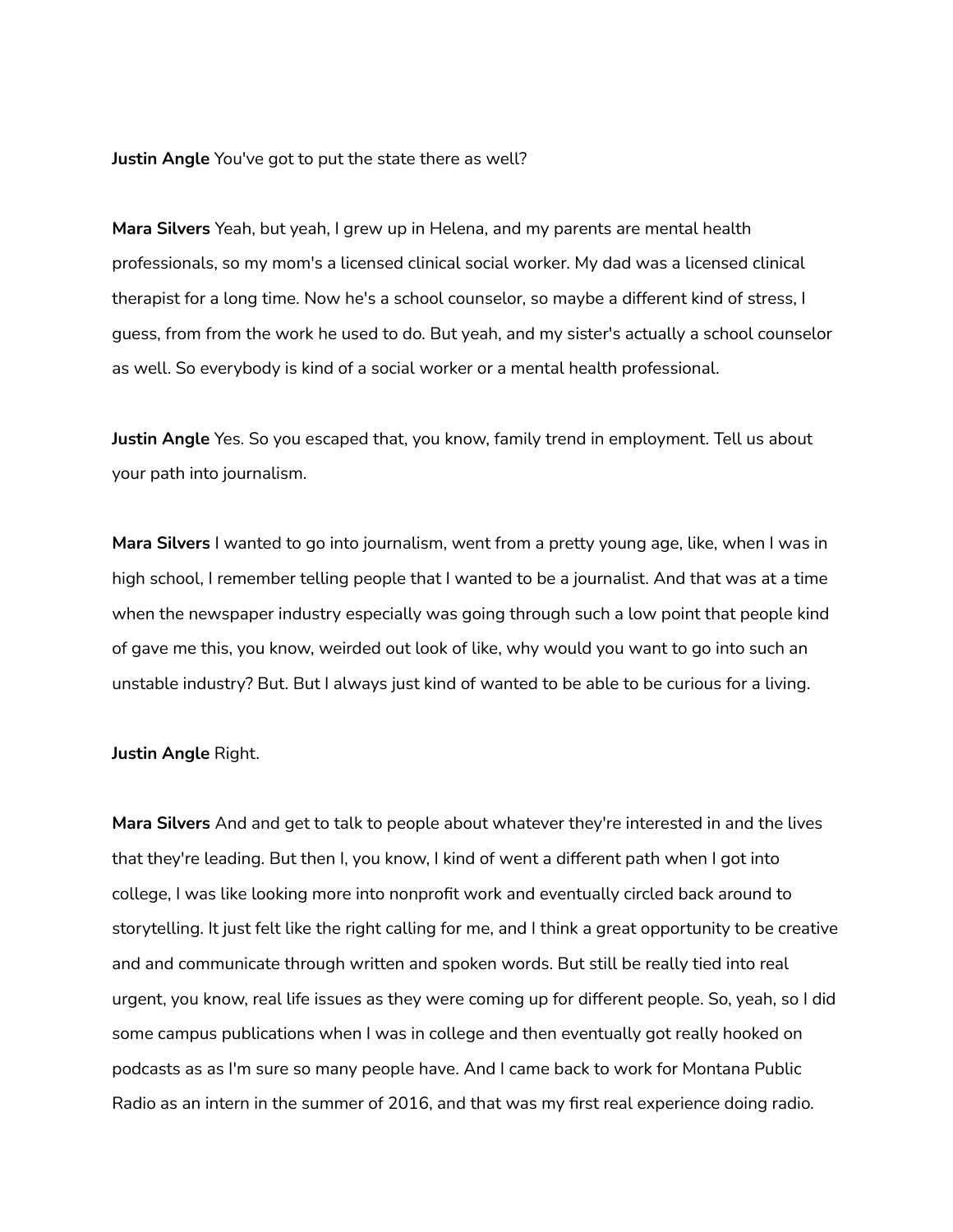**Justin Angle** You've got to put the state there as well?

**Mara Silvers** Yeah, but yeah, I grew up in Helena, and my parents are mental health professionals, so my mom's a licensed clinical social worker. My dad was a licensed clinical therapist for a long time. Now he's a school counselor, so maybe a different kind of stress, I guess, from from the work he used to do. But yeah, and my sister's actually a school counselor as well. So everybody is kind of a social worker or a mental health professional.

**Justin Angle** Yes. So you escaped that, you know, family trend in employment. Tell us about your path into journalism.

**Mara Silvers** I wanted to go into journalism, went from a pretty young age, like, when I was in high school, I remember telling people that I wanted to be a journalist. And that was at a time when the newspaper industry especially was going through such a low point that people kind of gave me this, you know, weirded out look of like, why would you want to go into such an unstable industry? But. But I always just kind of wanted to be able to be curious for a living.

**Justin Angle** Right.

**Mara Silvers** And and get to talk to people about whatever they're interested in and the lives that they're leading. But then I, you know, I kind of went a different path when I got into college, I was like looking more into nonprofit work and eventually circled back around to storytelling. It just felt like the right calling for me, and I think a great opportunity to be creative and and communicate through written and spoken words. But still be really tied into real urgent, you know, real life issues as they were coming up for different people. So, yeah, so I did some campus publications when I was in college and then eventually got really hooked on podcasts as as I'm sure so many people have. And I came back to work for Montana Public Radio as an intern in the summer of 2016, and that was my first real experience doing radio.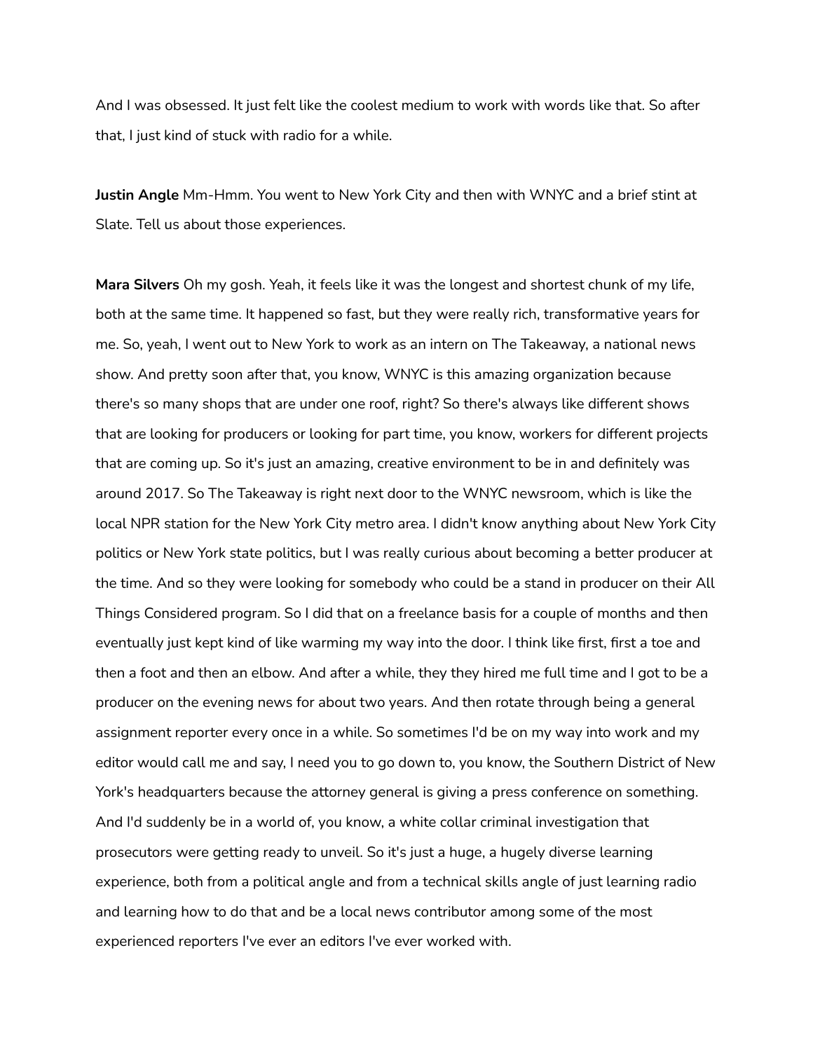And I was obsessed. It just felt like the coolest medium to work with words like that. So after that, I just kind of stuck with radio for a while.

**Justin Angle** Mm-Hmm. You went to New York City and then with WNYC and a brief stint at Slate. Tell us about those experiences.

**Mara Silvers** Oh my gosh. Yeah, it feels like it was the longest and shortest chunk of my life, both at the same time. It happened so fast, but they were really rich, transformative years for me. So, yeah, I went out to New York to work as an intern on The Takeaway, a national news show. And pretty soon after that, you know, WNYC is this amazing organization because there's so many shops that are under one roof, right? So there's always like different shows that are looking for producers or looking for part time, you know, workers for different projects that are coming up. So it's just an amazing, creative environment to be in and definitely was around 2017. So The Takeaway is right next door to the WNYC newsroom, which is like the local NPR station for the New York City metro area. I didn't know anything about New York City politics or New York state politics, but I was really curious about becoming a better producer at the time. And so they were looking for somebody who could be a stand in producer on their All Things Considered program. So I did that on a freelance basis for a couple of months and then eventually just kept kind of like warming my way into the door. I think like first, first a toe and then a foot and then an elbow. And after a while, they they hired me full time and I got to be a producer on the evening news for about two years. And then rotate through being a general assignment reporter every once in a while. So sometimes I'd be on my way into work and my editor would call me and say, I need you to go down to, you know, the Southern District of New York's headquarters because the attorney general is giving a press conference on something. And I'd suddenly be in a world of, you know, a white collar criminal investigation that prosecutors were getting ready to unveil. So it's just a huge, a hugely diverse learning experience, both from a political angle and from a technical skills angle of just learning radio and learning how to do that and be a local news contributor among some of the most experienced reporters I've ever an editors I've ever worked with.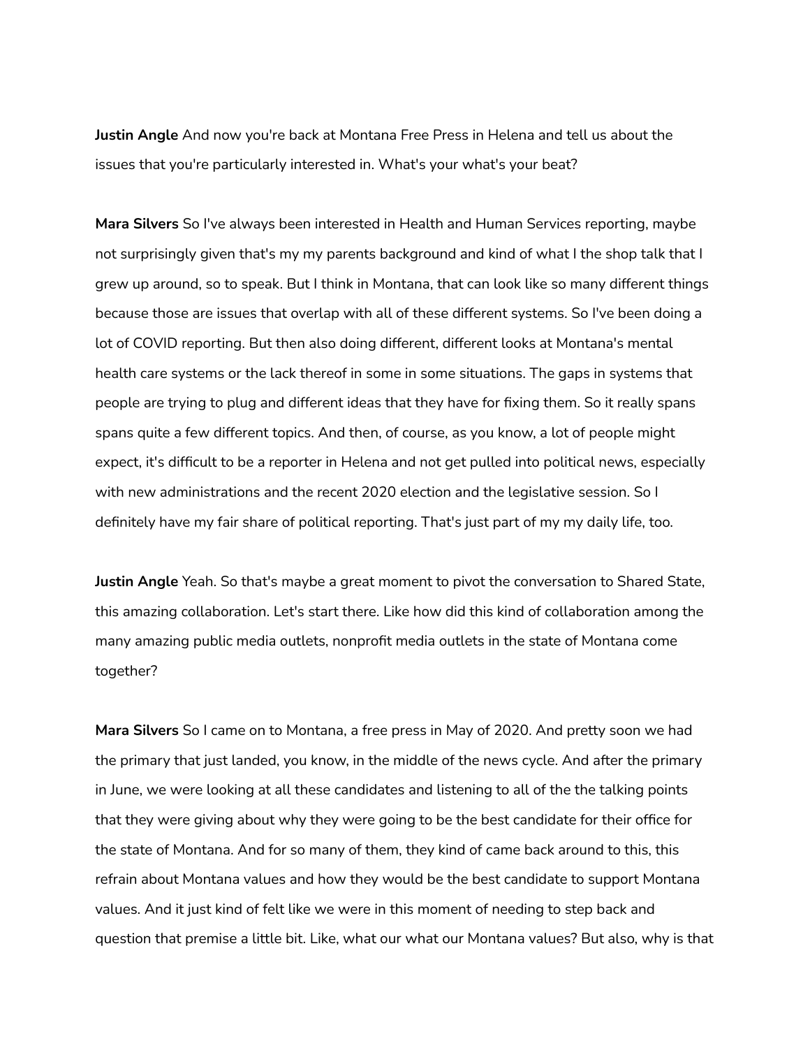**Justin Angle** And now you're back at Montana Free Press in Helena and tell us about the issues that you're particularly interested in. What's your what's your beat?

**Mara Silvers** So I've always been interested in Health and Human Services reporting, maybe not surprisingly given that's my my parents background and kind of what I the shop talk that I grew up around, so to speak. But I think in Montana, that can look like so many different things because those are issues that overlap with all of these different systems. So I've been doing a lot of COVID reporting. But then also doing different, different looks at Montana's mental health care systems or the lack thereof in some in some situations. The gaps in systems that people are trying to plug and different ideas that they have for fixing them. So it really spans spans quite a few different topics. And then, of course, as you know, a lot of people might expect, it's difficult to be a reporter in Helena and not get pulled into political news, especially with new administrations and the recent 2020 election and the legislative session. So I definitely have my fair share of political reporting. That's just part of my my daily life, too.

**Justin Angle** Yeah. So that's maybe a great moment to pivot the conversation to Shared State, this amazing collaboration. Let's start there. Like how did this kind of collaboration among the many amazing public media outlets, nonprofit media outlets in the state of Montana come together?

**Mara Silvers** So I came on to Montana, a free press in May of 2020. And pretty soon we had the primary that just landed, you know, in the middle of the news cycle. And after the primary in June, we were looking at all these candidates and listening to all of the the talking points that they were giving about why they were going to be the best candidate for their office for the state of Montana. And for so many of them, they kind of came back around to this, this refrain about Montana values and how they would be the best candidate to support Montana values. And it just kind of felt like we were in this moment of needing to step back and question that premise a little bit. Like, what our what our Montana values? But also, why is that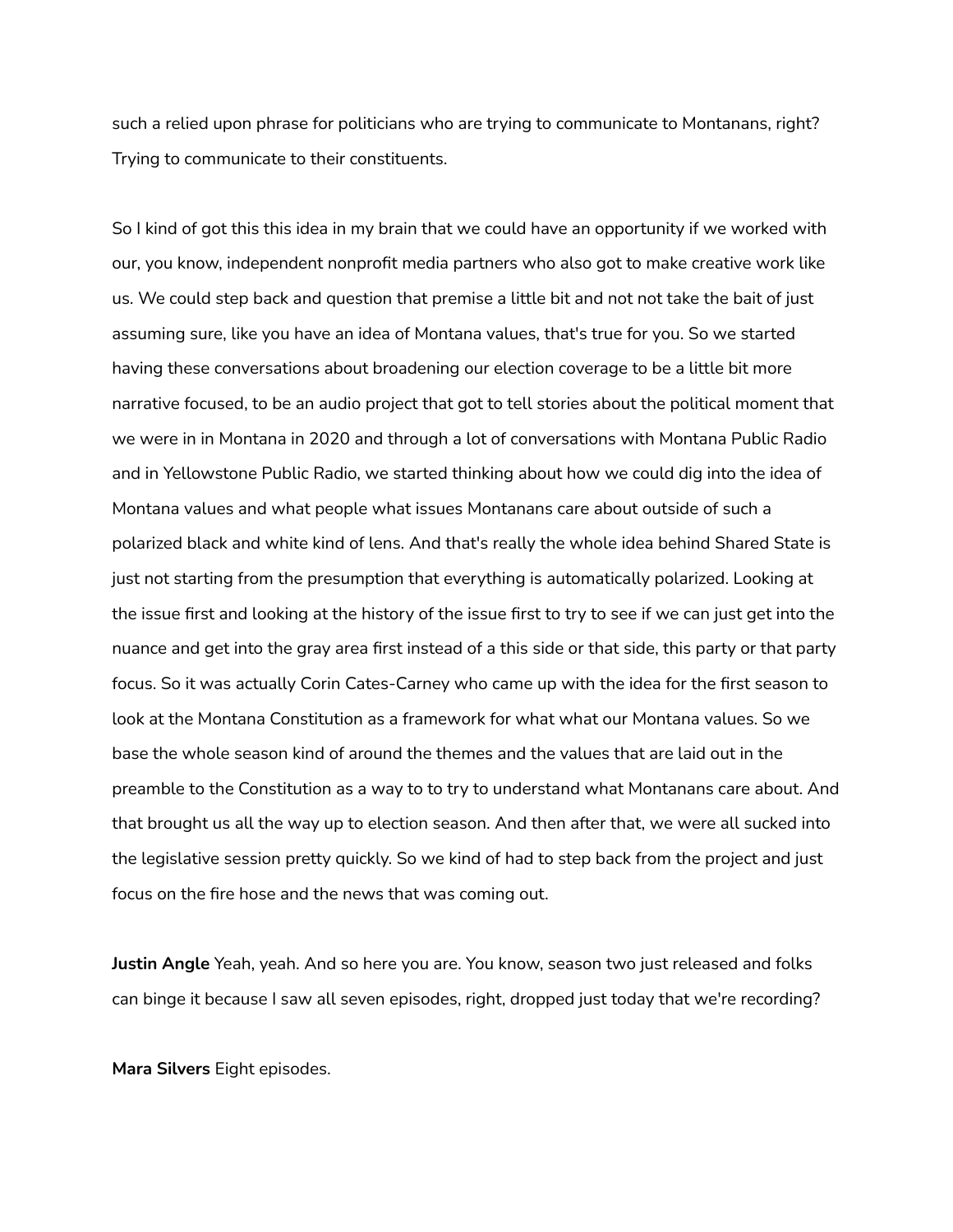such a relied upon phrase for politicians who are trying to communicate to Montanans, right? Trying to communicate to their constituents.

So I kind of got this this idea in my brain that we could have an opportunity if we worked with our, you know, independent nonprofit media partners who also got to make creative work like us. We could step back and question that premise a little bit and not not take the bait of just assuming sure, like you have an idea of Montana values, that's true for you. So we started having these conversations about broadening our election coverage to be a little bit more narrative focused, to be an audio project that got to tell stories about the political moment that we were in in Montana in 2020 and through a lot of conversations with Montana Public Radio and in Yellowstone Public Radio, we started thinking about how we could dig into the idea of Montana values and what people what issues Montanans care about outside of such a polarized black and white kind of lens. And that's really the whole idea behind Shared State is just not starting from the presumption that everything is automatically polarized. Looking at the issue first and looking at the history of the issue first to try to see if we can just get into the nuance and get into the gray area first instead of a this side or that side, this party or that party focus. So it was actually Corin Cates-Carney who came up with the idea for the first season to look at the Montana Constitution as a framework for what what our Montana values. So we base the whole season kind of around the themes and the values that are laid out in the preamble to the Constitution as a way to to try to understand what Montanans care about. And that brought us all the way up to election season. And then after that, we were all sucked into the legislative session pretty quickly. So we kind of had to step back from the project and just focus on the fire hose and the news that was coming out.

**Justin Angle** Yeah, yeah. And so here you are. You know, season two just released and folks can binge it because I saw all seven episodes, right, dropped just today that we're recording?

**Mara Silvers** Eight episodes.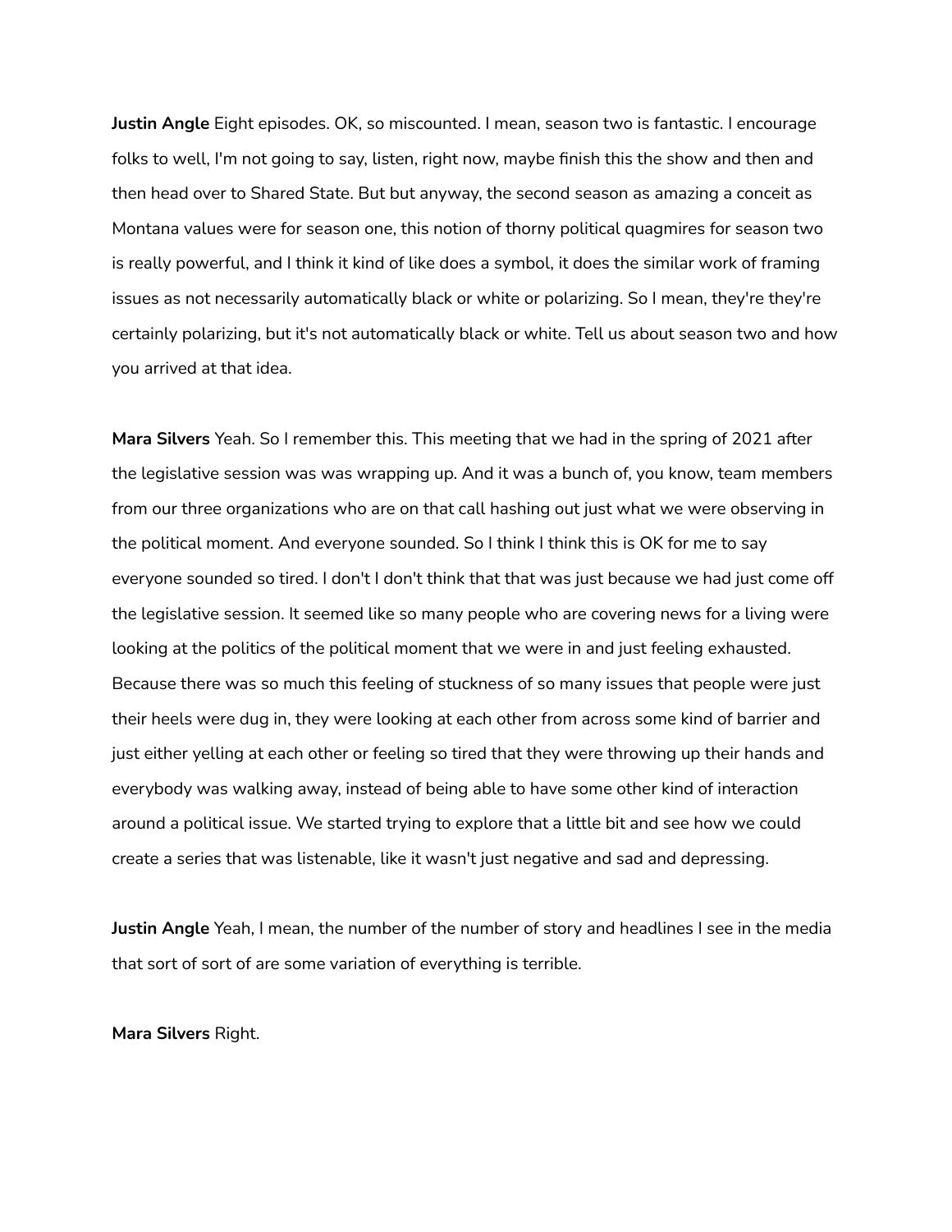**Justin Angle** Eight episodes. OK, so miscounted. I mean, season two is fantastic. I encourage folks to well, I'm not going to say, listen, right now, maybe finish this the show and then and then head over to Shared State. But but anyway, the second season as amazing a conceit as Montana values were for season one, this notion of thorny political quagmires for season two is really powerful, and I think it kind of like does a symbol, it does the similar work of framing issues as not necessarily automatically black or white or polarizing. So I mean, they're they're certainly polarizing, but it's not automatically black or white. Tell us about season two and how you arrived at that idea.

**Mara Silvers** Yeah. So I remember this. This meeting that we had in the spring of 2021 after the legislative session was was wrapping up. And it was a bunch of, you know, team members from our three organizations who are on that call hashing out just what we were observing in the political moment. And everyone sounded. So I think I think this is OK for me to say everyone sounded so tired. I don't I don't think that that was just because we had just come off the legislative session. It seemed like so many people who are covering news for a living were looking at the politics of the political moment that we were in and just feeling exhausted. Because there was so much this feeling of stuckness of so many issues that people were just their heels were dug in, they were looking at each other from across some kind of barrier and just either yelling at each other or feeling so tired that they were throwing up their hands and everybody was walking away, instead of being able to have some other kind of interaction around a political issue. We started trying to explore that a little bit and see how we could create a series that was listenable, like it wasn't just negative and sad and depressing.

**Justin Angle** Yeah, I mean, the number of the number of story and headlines I see in the media that sort of sort of are some variation of everything is terrible.

**Mara Silvers** Right.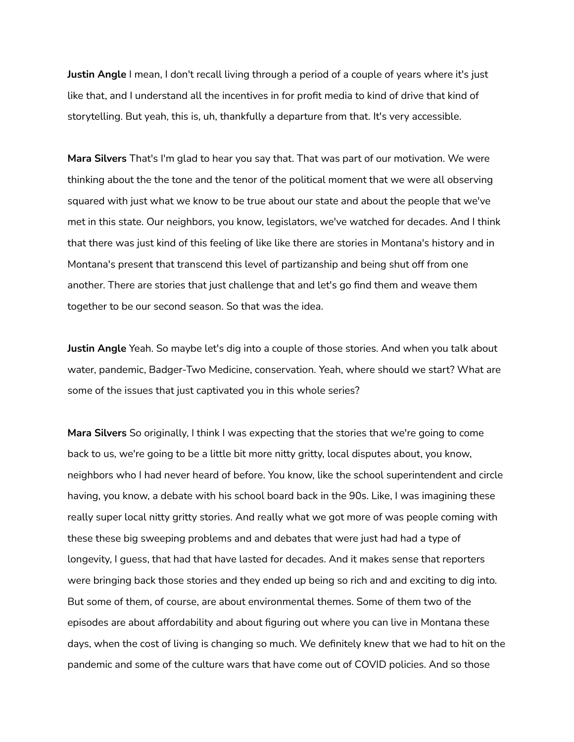**Justin Angle** I mean, I don't recall living through a period of a couple of years where it's just like that, and I understand all the incentives in for profit media to kind of drive that kind of storytelling. But yeah, this is, uh, thankfully a departure from that. It's very accessible.

**Mara Silvers** That's I'm glad to hear you say that. That was part of our motivation. We were thinking about the the tone and the tenor of the political moment that we were all observing squared with just what we know to be true about our state and about the people that we've met in this state. Our neighbors, you know, legislators, we've watched for decades. And I think that there was just kind of this feeling of like like there are stories in Montana's history and in Montana's present that transcend this level of partizanship and being shut off from one another. There are stories that just challenge that and let's go find them and weave them together to be our second season. So that was the idea.

**Justin Angle** Yeah. So maybe let's dig into a couple of those stories. And when you talk about water, pandemic, Badger-Two Medicine, conservation. Yeah, where should we start? What are some of the issues that just captivated you in this whole series?

**Mara Silvers** So originally, I think I was expecting that the stories that we're going to come back to us, we're going to be a little bit more nitty gritty, local disputes about, you know, neighbors who I had never heard of before. You know, like the school superintendent and circle having, you know, a debate with his school board back in the 90s. Like, I was imagining these really super local nitty gritty stories. And really what we got more of was people coming with these these big sweeping problems and and debates that were just had had a type of longevity, I guess, that had that have lasted for decades. And it makes sense that reporters were bringing back those stories and they ended up being so rich and and exciting to dig into. But some of them, of course, are about environmental themes. Some of them two of the episodes are about affordability and about figuring out where you can live in Montana these days, when the cost of living is changing so much. We definitely knew that we had to hit on the pandemic and some of the culture wars that have come out of COVID policies. And so those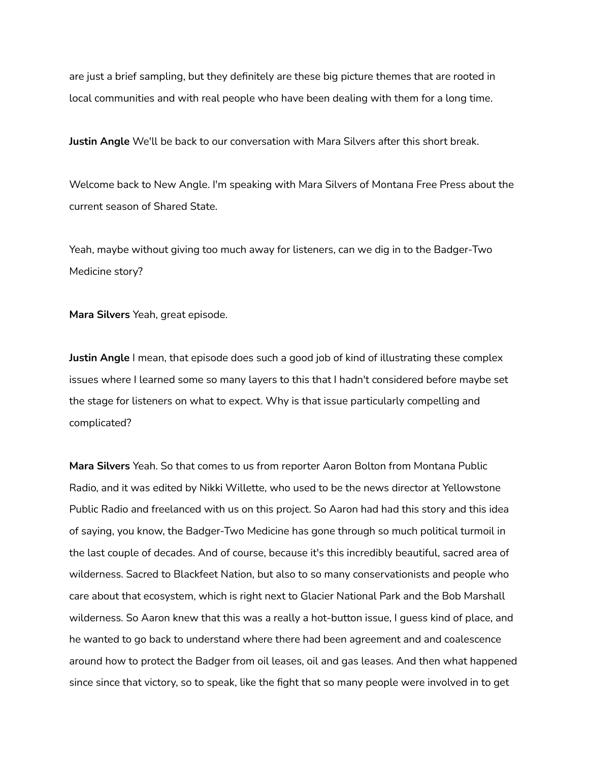are just a brief sampling, but they definitely are these big picture themes that are rooted in local communities and with real people who have been dealing with them for a long time.

**Justin Angle** We'll be back to our conversation with Mara Silvers after this short break.

Welcome back to New Angle. I'm speaking with Mara Silvers of Montana Free Press about the current season of Shared State.

Yeah, maybe without giving too much away for listeners, can we dig in to the Badger-Two Medicine story?

**Mara Silvers** Yeah, great episode.

**Justin Angle** I mean, that episode does such a good job of kind of illustrating these complex issues where I learned some so many layers to this that I hadn't considered before maybe set the stage for listeners on what to expect. Why is that issue particularly compelling and complicated?

**Mara Silvers** Yeah. So that comes to us from reporter Aaron Bolton from Montana Public Radio, and it was edited by Nikki Willette, who used to be the news director at Yellowstone Public Radio and freelanced with us on this project. So Aaron had had this story and this idea of saying, you know, the Badger-Two Medicine has gone through so much political turmoil in the last couple of decades. And of course, because it's this incredibly beautiful, sacred area of wilderness. Sacred to Blackfeet Nation, but also to so many conservationists and people who care about that ecosystem, which is right next to Glacier National Park and the Bob Marshall wilderness. So Aaron knew that this was a really a hot-button issue, I guess kind of place, and he wanted to go back to understand where there had been agreement and and coalescence around how to protect the Badger from oil leases, oil and gas leases. And then what happened since since that victory, so to speak, like the fight that so many people were involved in to get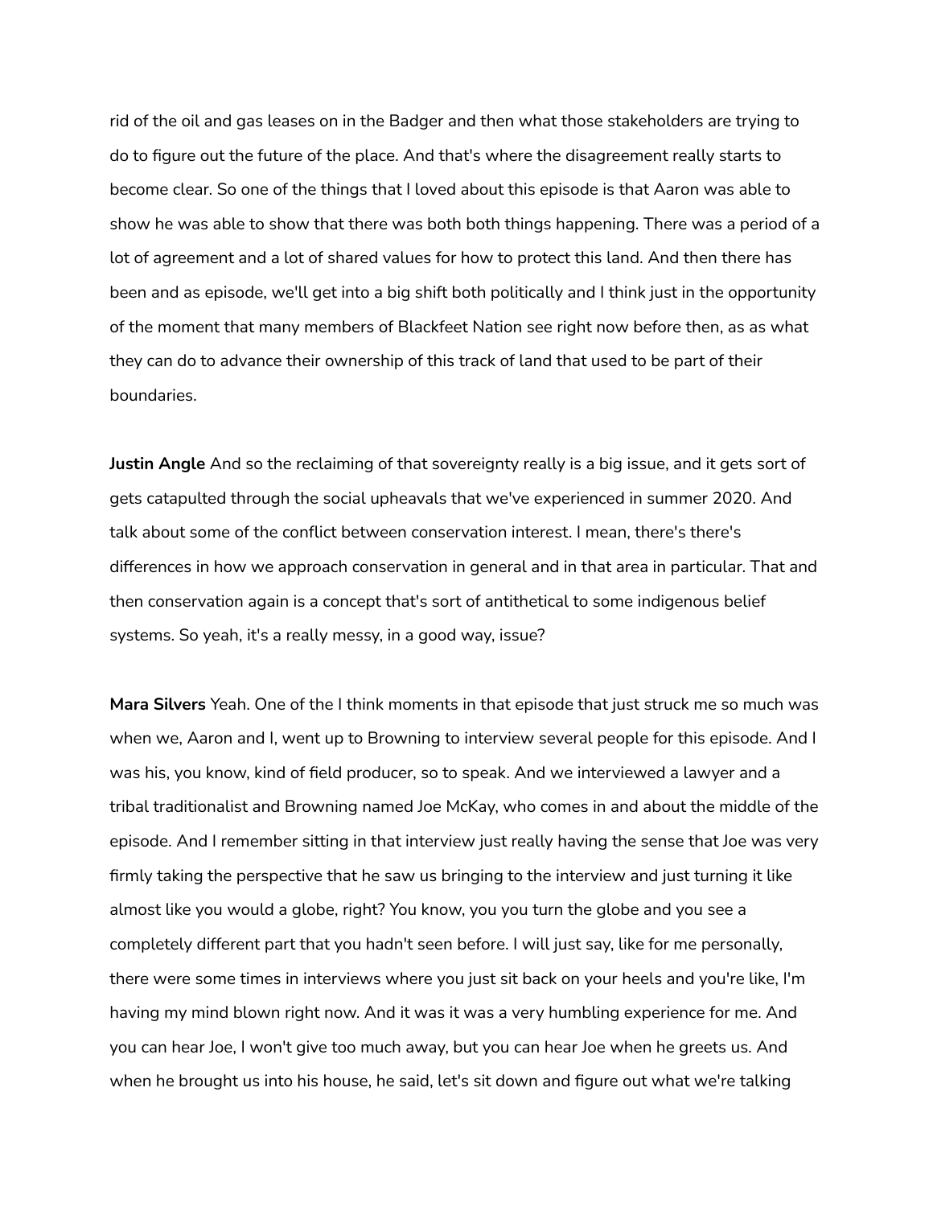rid of the oil and gas leases on in the Badger and then what those stakeholders are trying to do to figure out the future of the place. And that's where the disagreement really starts to become clear. So one of the things that I loved about this episode is that Aaron was able to show he was able to show that there was both both things happening. There was a period of a lot of agreement and a lot of shared values for how to protect this land. And then there has been and as episode, we'll get into a big shift both politically and I think just in the opportunity of the moment that many members of Blackfeet Nation see right now before then, as as what they can do to advance their ownership of this track of land that used to be part of their boundaries.

**Justin Angle** And so the reclaiming of that sovereignty really is a big issue, and it gets sort of gets catapulted through the social upheavals that we've experienced in summer 2020. And talk about some of the conflict between conservation interest. I mean, there's there's differences in how we approach conservation in general and in that area in particular. That and then conservation again is a concept that's sort of antithetical to some indigenous belief systems. So yeah, it's a really messy, in a good way, issue?

**Mara Silvers** Yeah. One of the I think moments in that episode that just struck me so much was when we, Aaron and I, went up to Browning to interview several people for this episode. And I was his, you know, kind of field producer, so to speak. And we interviewed a lawyer and a tribal traditionalist and Browning named Joe McKay, who comes in and about the middle of the episode. And I remember sitting in that interview just really having the sense that Joe was very firmly taking the perspective that he saw us bringing to the interview and just turning it like almost like you would a globe, right? You know, you you turn the globe and you see a completely different part that you hadn't seen before. I will just say, like for me personally, there were some times in interviews where you just sit back on your heels and you're like, I'm having my mind blown right now. And it was it was a very humbling experience for me. And you can hear Joe, I won't give too much away, but you can hear Joe when he greets us. And when he brought us into his house, he said, let's sit down and figure out what we're talking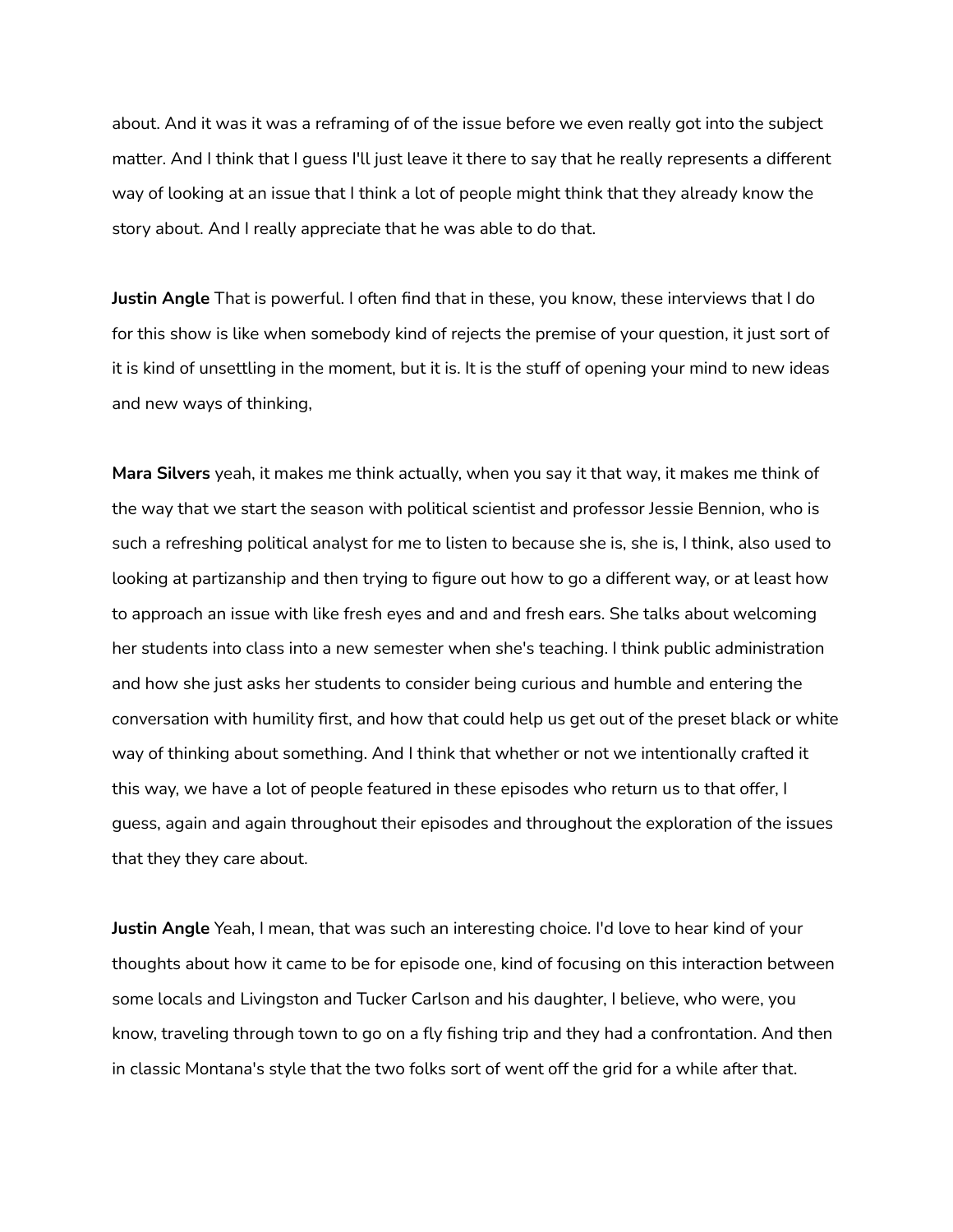about. And it was it was a reframing of of the issue before we even really got into the subject matter. And I think that I guess I'll just leave it there to say that he really represents a different way of looking at an issue that I think a lot of people might think that they already know the story about. And I really appreciate that he was able to do that.

**Justin Angle** That is powerful. I often find that in these, you know, these interviews that I do for this show is like when somebody kind of rejects the premise of your question, it just sort of it is kind of unsettling in the moment, but it is. It is the stuff of opening your mind to new ideas and new ways of thinking,

**Mara Silvers** yeah, it makes me think actually, when you say it that way, it makes me think of the way that we start the season with political scientist and professor Jessie Bennion, who is such a refreshing political analyst for me to listen to because she is, she is, I think, also used to looking at partizanship and then trying to figure out how to go a different way, or at least how to approach an issue with like fresh eyes and and and fresh ears. She talks about welcoming her students into class into a new semester when she's teaching. I think public administration and how she just asks her students to consider being curious and humble and entering the conversation with humility first, and how that could help us get out of the preset black or white way of thinking about something. And I think that whether or not we intentionally crafted it this way, we have a lot of people featured in these episodes who return us to that offer, I guess, again and again throughout their episodes and throughout the exploration of the issues that they they care about.

**Justin Angle** Yeah, I mean, that was such an interesting choice. I'd love to hear kind of your thoughts about how it came to be for episode one, kind of focusing on this interaction between some locals and Livingston and Tucker Carlson and his daughter, I believe, who were, you know, traveling through town to go on a fly fishing trip and they had a confrontation. And then in classic Montana's style that the two folks sort of went off the grid for a while after that.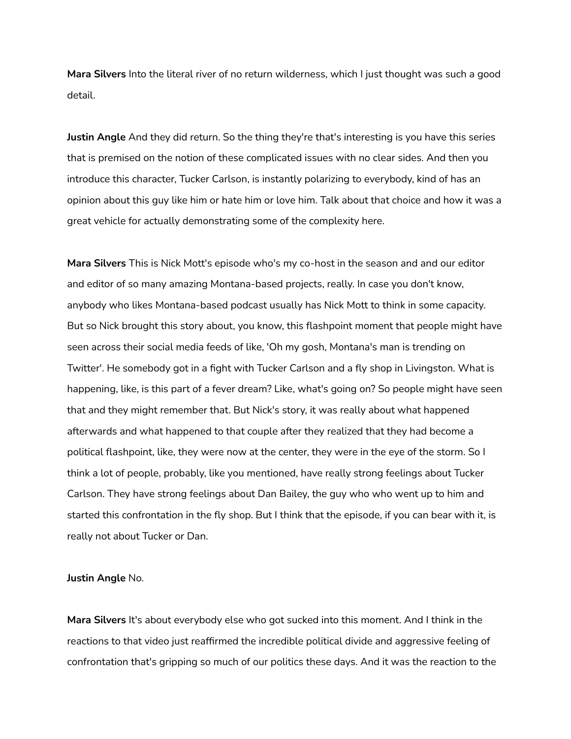**Mara Silvers** Into the literal river of no return wilderness, which I just thought was such a good detail.

**Justin Angle** And they did return. So the thing they're that's interesting is you have this series that is premised on the notion of these complicated issues with no clear sides. And then you introduce this character, Tucker Carlson, is instantly polarizing to everybody, kind of has an opinion about this guy like him or hate him or love him. Talk about that choice and how it was a great vehicle for actually demonstrating some of the complexity here.

**Mara Silvers** This is Nick Mott's episode who's my co-host in the season and and our editor and editor of so many amazing Montana-based projects, really. In case you don't know, anybody who likes Montana-based podcast usually has Nick Mott to think in some capacity. But so Nick brought this story about, you know, this flashpoint moment that people might have seen across their social media feeds of like, 'Oh my gosh, Montana's man is trending on Twitter'. He somebody got in a fight with Tucker Carlson and a fly shop in Livingston. What is happening, like, is this part of a fever dream? Like, what's going on? So people might have seen that and they might remember that. But Nick's story, it was really about what happened afterwards and what happened to that couple after they realized that they had become a political flashpoint, like, they were now at the center, they were in the eye of the storm. So I think a lot of people, probably, like you mentioned, have really strong feelings about Tucker Carlson. They have strong feelings about Dan Bailey, the guy who who went up to him and started this confrontation in the fly shop. But I think that the episode, if you can bear with it, is really not about Tucker or Dan.

**Justin Angle** No.

**Mara Silvers** It's about everybody else who got sucked into this moment. And I think in the reactions to that video just reaffirmed the incredible political divide and aggressive feeling of confrontation that's gripping so much of our politics these days. And it was the reaction to the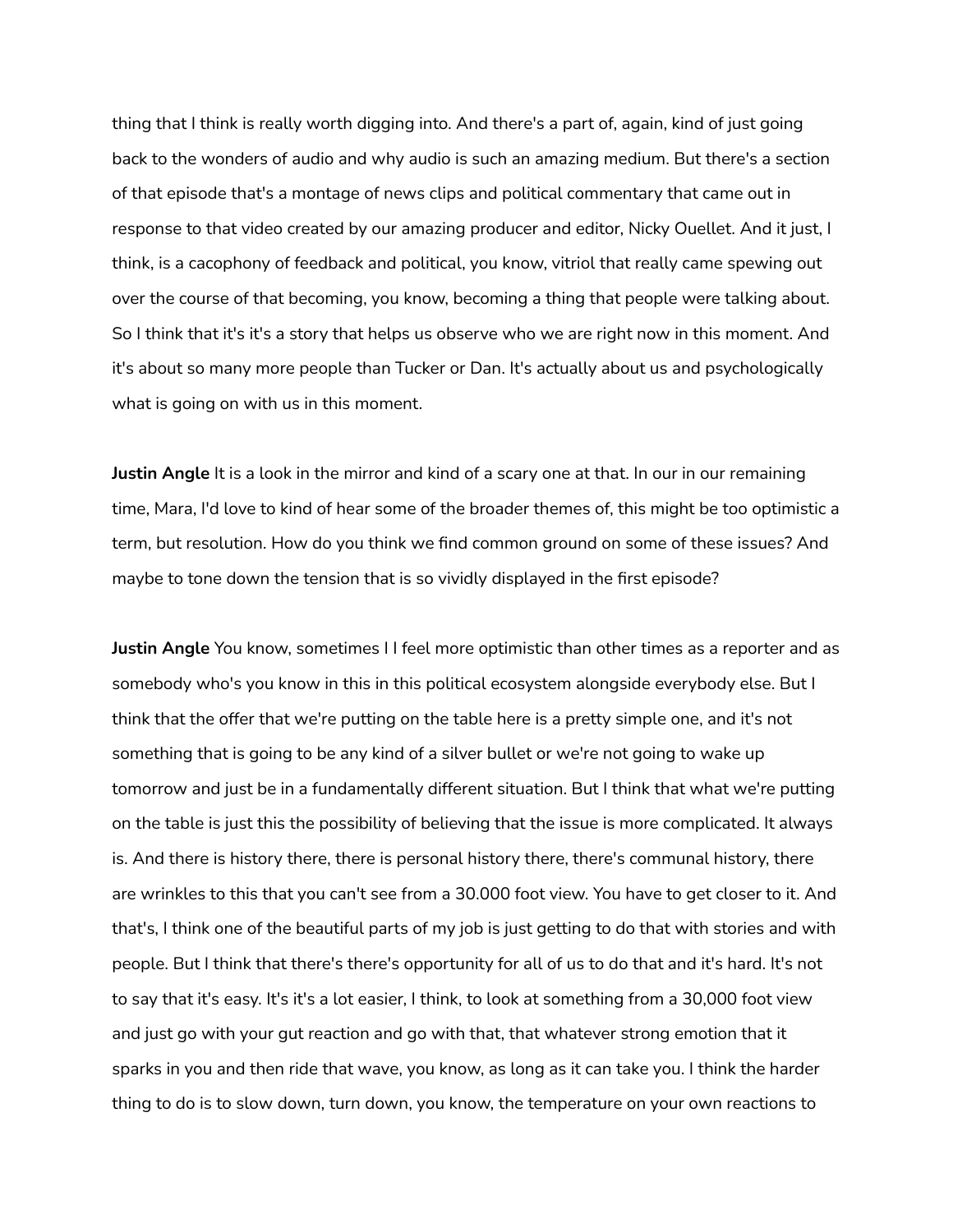thing that I think is really worth digging into. And there's a part of, again, kind of just going back to the wonders of audio and why audio is such an amazing medium. But there's a section of that episode that's a montage of news clips and political commentary that came out in response to that video created by our amazing producer and editor, Nicky Ouellet. And it just, I think, is a cacophony of feedback and political, you know, vitriol that really came spewing out over the course of that becoming, you know, becoming a thing that people were talking about. So I think that it's it's a story that helps us observe who we are right now in this moment. And it's about so many more people than Tucker or Dan. It's actually about us and psychologically what is going on with us in this moment.

**Justin Angle** It is a look in the mirror and kind of a scary one at that. In our in our remaining time, Mara, I'd love to kind of hear some of the broader themes of, this might be too optimistic a term, but resolution. How do you think we find common ground on some of these issues? And maybe to tone down the tension that is so vividly displayed in the first episode?

**Justin Angle** You know, sometimes I I feel more optimistic than other times as a reporter and as somebody who's you know in this in this political ecosystem alongside everybody else. But I think that the offer that we're putting on the table here is a pretty simple one, and it's not something that is going to be any kind of a silver bullet or we're not going to wake up tomorrow and just be in a fundamentally different situation. But I think that what we're putting on the table is just this the possibility of believing that the issue is more complicated. It always is. And there is history there, there is personal history there, there's communal history, there are wrinkles to this that you can't see from a 30.000 foot view. You have to get closer to it. And that's, I think one of the beautiful parts of my job is just getting to do that with stories and with people. But I think that there's there's opportunity for all of us to do that and it's hard. It's not to say that it's easy. It's it's a lot easier, I think, to look at something from a 30,000 foot view and just go with your gut reaction and go with that, that whatever strong emotion that it sparks in you and then ride that wave, you know, as long as it can take you. I think the harder thing to do is to slow down, turn down, you know, the temperature on your own reactions to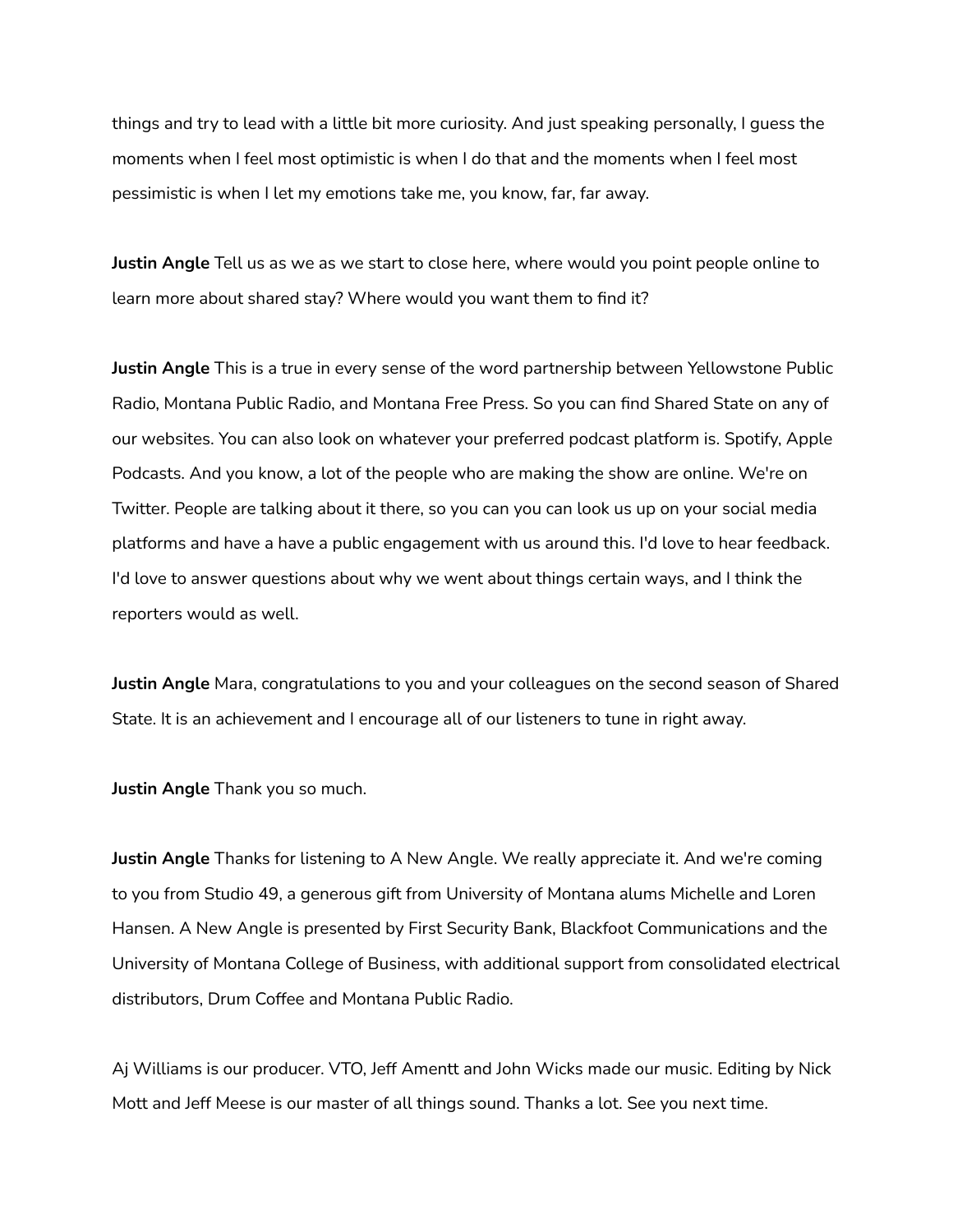things and try to lead with a little bit more curiosity. And just speaking personally, I guess the moments when I feel most optimistic is when I do that and the moments when I feel most pessimistic is when I let my emotions take me, you know, far, far away.

**Justin Angle** Tell us as we as we start to close here, where would you point people online to learn more about shared stay? Where would you want them to find it?

**Justin Angle** This is a true in every sense of the word partnership between Yellowstone Public Radio, Montana Public Radio, and Montana Free Press. So you can find Shared State on any of our websites. You can also look on whatever your preferred podcast platform is. Spotify, Apple Podcasts. And you know, a lot of the people who are making the show are online. We're on Twitter. People are talking about it there, so you can you can look us up on your social media platforms and have a have a public engagement with us around this. I'd love to hear feedback. I'd love to answer questions about why we went about things certain ways, and I think the reporters would as well.

**Justin Angle** Mara, congratulations to you and your colleagues on the second season of Shared State. It is an achievement and I encourage all of our listeners to tune in right away.

**Justin Angle** Thank you so much.

**Justin Angle** Thanks for listening to A New Angle. We really appreciate it. And we're coming to you from Studio 49, a generous gift from University of Montana alums Michelle and Loren Hansen. A New Angle is presented by First Security Bank, Blackfoot Communications and the University of Montana College of Business, with additional support from consolidated electrical distributors, Drum Coffee and Montana Public Radio.

Aj Williams is our producer. VTO, Jeff Amentt and John Wicks made our music. Editing by Nick Mott and Jeff Meese is our master of all things sound. Thanks a lot. See you next time.